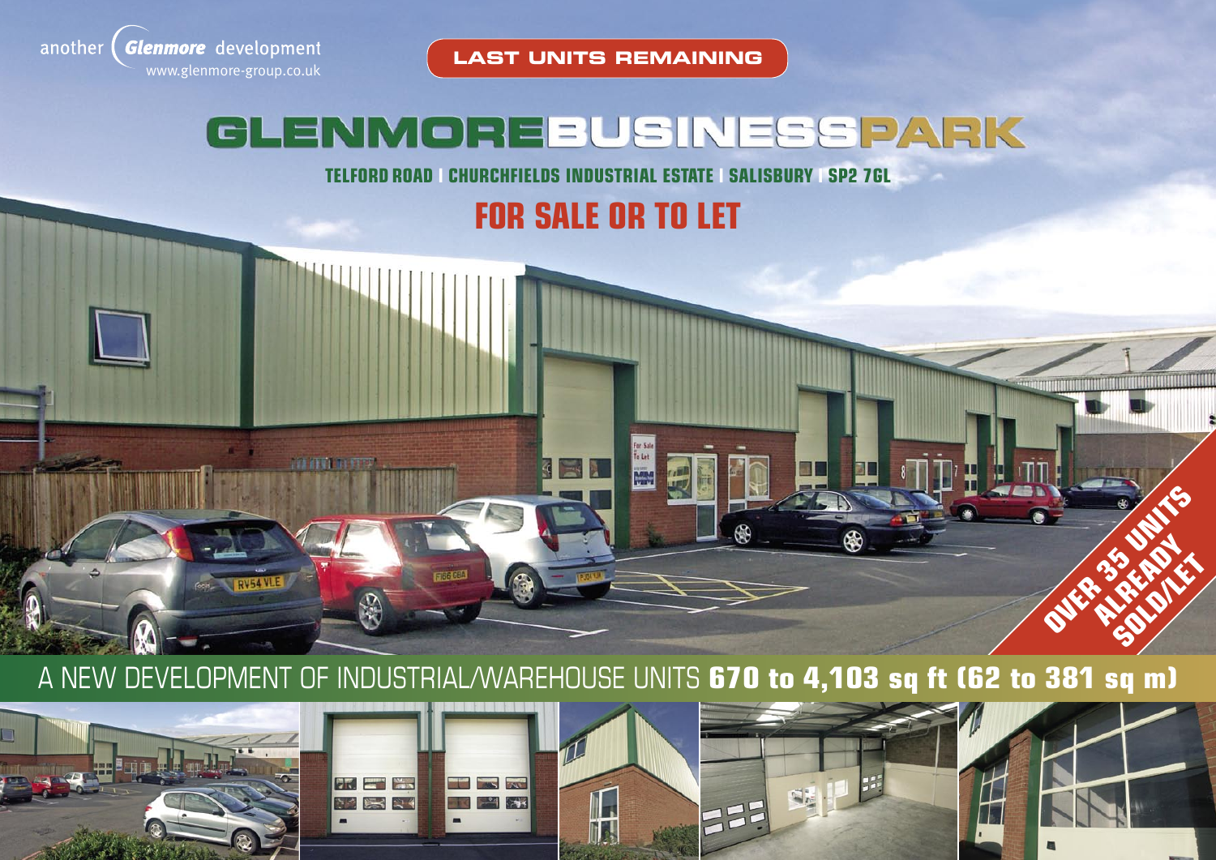another Glenmore development
www.glenmore-group.co.uk

**LAST UNITS REMAINING**

# GLENMOREBUSINESSPARK

**TELFORD ROAD | CHURCHFIELDS INDUSTRIAL ESTATE | SALISBURY | SP2 7GL**

## FOR SALE OR TO LET

**OVER 35 UNITS ALREADY SOLD/LET**

A NEW DEVELOPMENT OF INDUSTRIAL/WAREHOUSE UNITS **670 to 4,103 sq ft (62 to 381 sq m)**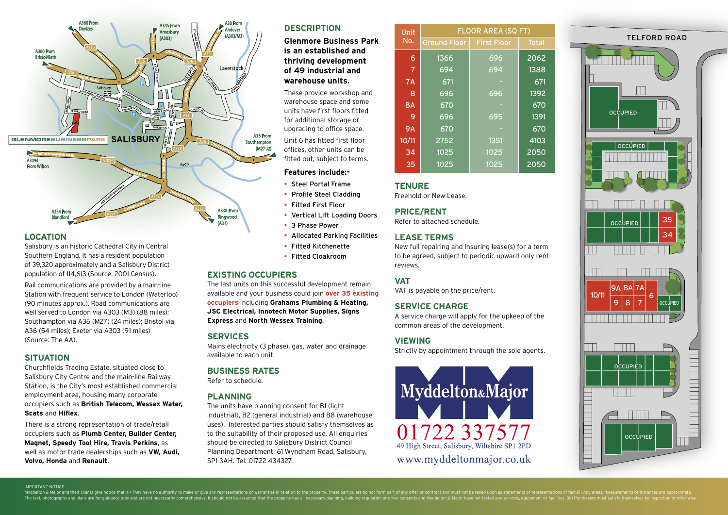## LOCATION

Salisbury is an historic Cathedral City in Central Southern England. It has a resident population of 39,320 approximately and a Salisbury District population of 114,613 (Source: 2001 Census).

Rail communications are provided by a main-line Station with frequent service to London (Waterloo) (90 minutes approx.). Road communications are well served to London via A303 (M3) (88 miles); Southampton via A36 (M27) (24 miles); Bristol via A36 (54 miles); Exeter via A303 (91 miles) (Source: The AA).

## SITUATION

Churchfields Trading Estate, situated close to Salisbury City Centre and the main-line Railway Station, is the City's most established commercial employment area, housing many corporate occupiers such as **British Telecom, Wessex Water, Scats** and **Hiflex**.

There is a strong representation of trade/retail occupiers such as **Plumb Center, Builder Center, Magnet, Speedy Tool Hire, Travis Perkins**, as well as motor trade dealerships such as **VW, Audi, Volvo, Honda** and **Renault**.

## DESCRIPTION

**Glenmore Business Park is an established and thriving development of 49 industrial and warehouse units.**

These provide workshop and warehouse space and some units have first floors fitted for additional storage or upgrading to office space.

Unit 6 has fitted first floor offices, other units can be fitted out, subject to terms.

### Features include:-

- Steel Portal Frame
- Profile Steel Cladding
- Fitted First Floor
- Vertical Lift Loading Doors
- 3 Phase Power
- Allocated Parking Facilities
- Fitted Kitchenette
- Fitted Cloakroom

## EXISTING OCCUPIERS

The last units on this successful development remain available and your business could join **over 35 existing occupiers** including **Grahams Plumbing & Heating, JSC Electrical, Innotech Motor Supplies, Signs Express** and **North Wessex Training**.

## SERVICES

Mains electricity (3 phase), gas, water and drainage available to each unit.

## BUSINESS RATES

Refer to schedule.

## PLANNING

The units have planning consent for B1 (light industrial), B2 (general industrial) and B8 (warehouse uses). Interested parties should satisfy themselves as to the suitability of their proposed use. All enquiries should be directed to Salisbury District Council Planning Department, 61 Wyndham Road, Salisbury, SP1 3AH. Tel: 01722 434327.

| Unit No. | FLOOR AREA (SQ FT) | | |
|---|---|---|---|
| | Ground Floor | First Floor | Total |
| 6 | 1366 | 696 | 2062 |
| 7 | 694 | 694 | 1388 |
| 7A | 671 | - | 671 |
| 8 | 696 | 696 | 1392 |
| 8A | 670 | - | 670 |
| 9 | 696 | 695 | 1391 |
| 9A | 670 | - | 670 |
| 10/11 | 2752 | 1351 | 4103 |
| 34 | 1025 | 1025 | 2050 |
| 35 | 1025 | 1025 | 2050 |

## TENURE

Freehold or New Lease.

## PRICE/RENT

Refer to attached schedule.

## LEASE TERMS

New full repairing and insuring lease(s) for a term to be agreed, subject to periodic upward only rent reviews.

## VAT

VAT is payable on the price/rent.

## SERVICE CHARGE

A service charge will apply for the upkeep of the common areas of the development.

## VIEWING

Strictly by appointment through the sole agents.

Myddelton & Major

01722 337577

49 High Street, Salisbury, Wiltshire SP1 2PD

www.myddeltonmajor.co.uk

TELFORD ROAD

OCCUPIED

OCCUPIED

OCCUPIED

35

34

10/11

9A 8A 7A

9 8 7

6

OCCUPIED

OCCUPIED

OCCUPIED

A360 From Devizes

A345 From Amesbury (A303)

A30 From Andover (A303/M3)

A360 From Bristol/Bath

Laverstock

Salisbury

GLENMOREBUSINESSPARK

SALISBURY

A36 From Southampton (M27 J2)

A3094 From Wilton

Avon

A354 From Blandford

A338 From Ringwood (A31)

IMPORTANT NOTICE

Myddelton & Major and their clients give notice that: (i) They have no authority to make or give any representations or warranties in relation to the property. These particulars do not form part of any offer or contract and must not be relied upon as statements or representations of fact.(ii) Any areas, measurements or distances are approximate. The text, photographs and plans are for guidance only and are not necessarily comprehensive. It should not be assumed that the property has all necessary planning, building regulation or other consents and Myddelton & Major have not tested any services, equipment or facilities. (iii) Purchasers must satisfy themselves by inspection or otherwise.